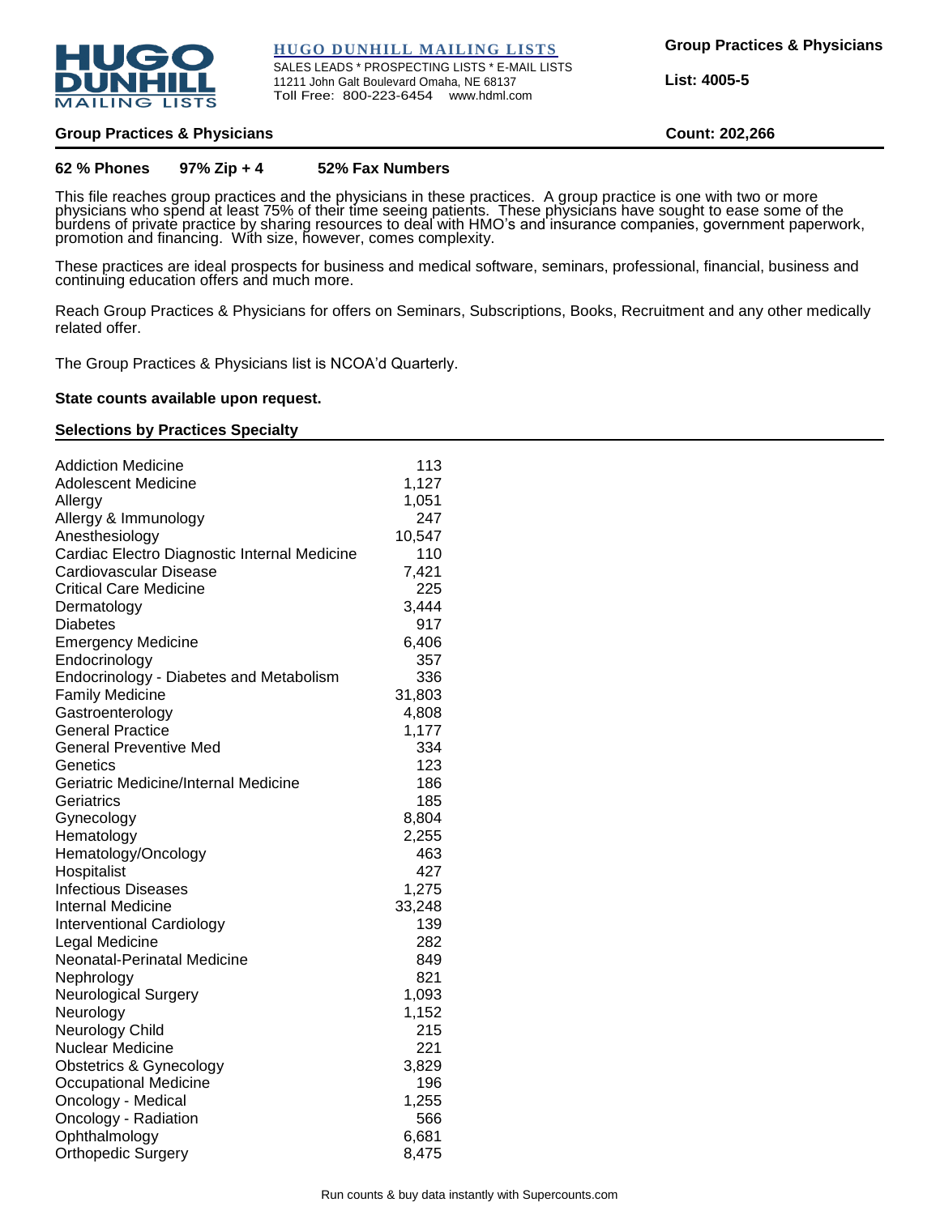**HUGO DUNHILL MAILING LISTS**
SALES LEADS * PROSPECTING LISTS * E-MAIL LISTS
11211 John Galt Boulevard Omaha, NE 68137
Toll Free: 800-223-6454 www.hdml.com

**Group Practices & Physicians**

**List: 4005-5**

## Group Practices & Physicians

**Count: 202,266**

**62 % Phones** **97% Zip + 4** **52% Fax Numbers**

This file reaches group practices and the physicians in these practices. A group practice is one with two or more physicians who spend at least 75% of their time seeing patients. These physicians have sought to ease some of the burdens of private practice by sharing resources to deal with HMO's and insurance companies, government paperwork, promotion and financing. With size, however, comes complexity.

These practices are ideal prospects for business and medical software, seminars, professional, financial, business and continuing education offers and much more.

Reach Group Practices & Physicians for offers on Seminars, Subscriptions, Books, Recruitment and any other medically related offer.

The Group Practices & Physicians list is NCOA'd Quarterly.

**State counts available upon request.**

### Selections by Practices Specialty

| Specialty | Count |
|---|---|
| Addiction Medicine | 113 |
| Adolescent Medicine | 1,127 |
| Allergy | 1,051 |
| Allergy & Immunology | 247 |
| Anesthesiology | 10,547 |
| Cardiac Electro Diagnostic Internal Medicine | 110 |
| Cardiovascular Disease | 7,421 |
| Critical Care Medicine | 225 |
| Dermatology | 3,444 |
| Diabetes | 917 |
| Emergency Medicine | 6,406 |
| Endocrinology | 357 |
| Endocrinology - Diabetes and Metabolism | 336 |
| Family Medicine | 31,803 |
| Gastroenterology | 4,808 |
| General Practice | 1,177 |
| General Preventive Med | 334 |
| Genetics | 123 |
| Geriatric Medicine/Internal Medicine | 186 |
| Geriatrics | 185 |
| Gynecology | 8,804 |
| Hematology | 2,255 |
| Hematology/Oncology | 463 |
| Hospitalist | 427 |
| Infectious Diseases | 1,275 |
| Internal Medicine | 33,248 |
| Interventional Cardiology | 139 |
| Legal Medicine | 282 |
| Neonatal-Perinatal Medicine | 849 |
| Nephrology | 821 |
| Neurological Surgery | 1,093 |
| Neurology | 1,152 |
| Neurology Child | 215 |
| Nuclear Medicine | 221 |
| Obstetrics & Gynecology | 3,829 |
| Occupational Medicine | 196 |
| Oncology - Medical | 1,255 |
| Oncology - Radiation | 566 |
| Ophthalmology | 6,681 |
| Orthopedic Surgery | 8,475 |

Run counts & buy data instantly with Supercounts.com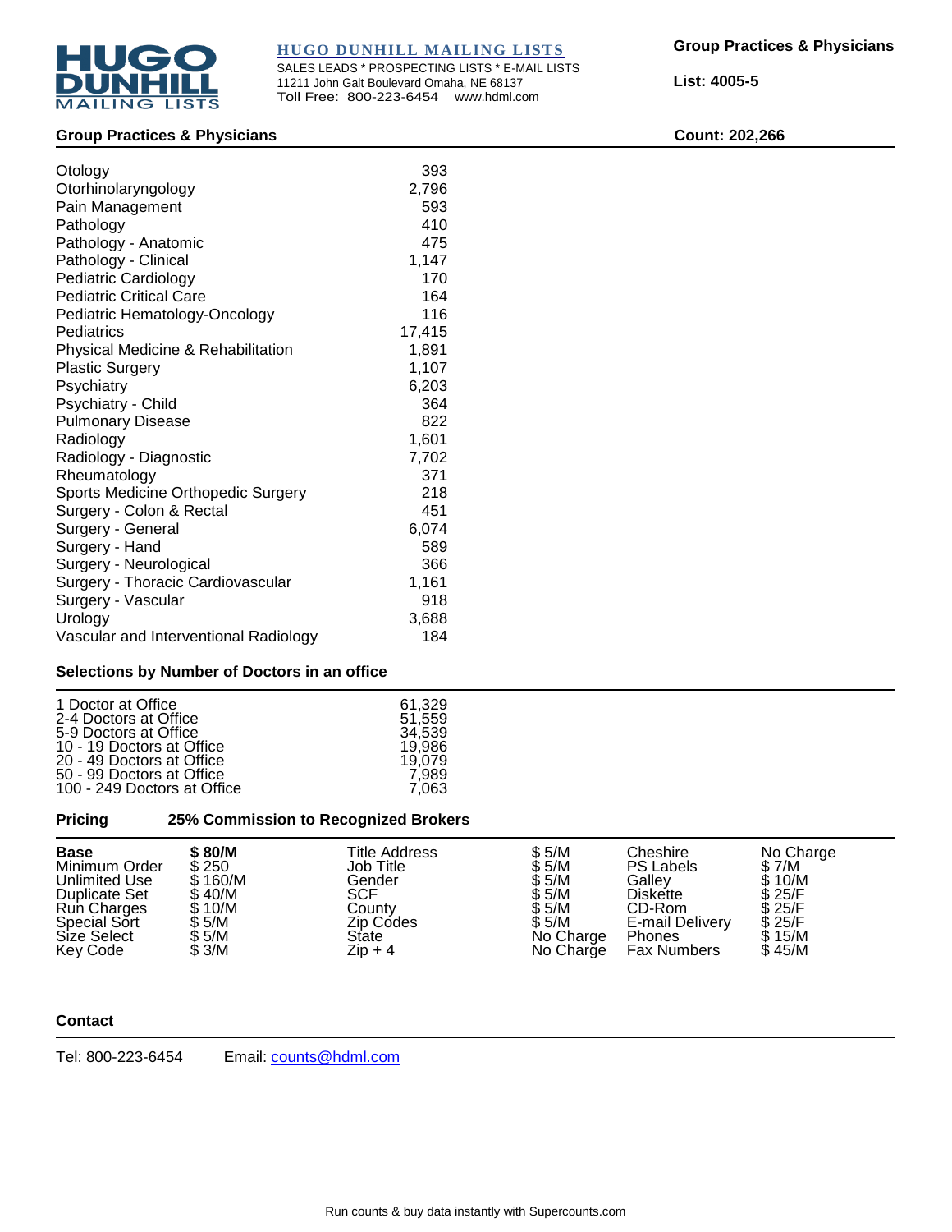**HUGO DUNHILL MAILING LISTS**
SALES LEADS * PROSPECTING LISTS * E-MAIL LISTS
11211 John Galt Boulevard Omaha, NE 68137
Toll Free: 800-223-6454 www.hdml.com

**Group Practices & Physicians**

**List: 4005-5**

## Group Practices & Physicians

**Count: 202,266**

| | |
|---|---|
| Otology | 393 |
| Otorhinolaryngology | 2,796 |
| Pain Management | 593 |
| Pathology | 410 |
| Pathology - Anatomic | 475 |
| Pathology - Clinical | 1,147 |
| Pediatric Cardiology | 170 |
| Pediatric Critical Care | 164 |
| Pediatric Hematology-Oncology | 116 |
| Pediatrics | 17,415 |
| Physical Medicine & Rehabilitation | 1,891 |
| Plastic Surgery | 1,107 |
| Psychiatry | 6,203 |
| Psychiatry - Child | 364 |
| Pulmonary Disease | 822 |
| Radiology | 1,601 |
| Radiology - Diagnostic | 7,702 |
| Rheumatology | 371 |
| Sports Medicine Orthopedic Surgery | 218 |
| Surgery - Colon & Rectal | 451 |
| Surgery - General | 6,074 |
| Surgery - Hand | 589 |
| Surgery - Neurological | 366 |
| Surgery - Thoracic Cardiovascular | 1,161 |
| Surgery - Vascular | 918 |
| Urology | 3,688 |
| Vascular and Interventional Radiology | 184 |

## Selections by Number of Doctors in an office

| | |
|---|---|
| 1 Doctor at Office | 61,329 |
| 2-4 Doctors at Office | 51,559 |
| 5-9 Doctors at Office | 34,539 |
| 10 - 19 Doctors at Office | 19,986 |
| 20 - 49 Doctors at Office | 19,079 |
| 50 - 99 Doctors at Office | 7,989 |
| 100 - 249 Doctors at Office | 7,063 |

## Pricing 25% Commission to Recognized Brokers

| | | | | | |
|---|---|---|---|---|---|
| **Base** | **$ 80/M** | Title Address | $ 5/M | Cheshire | No Charge |
| Minimum Order | $ 250 | Job Title | $ 5/M | PS Labels | $ 7/M |
| Unlimited Use | $ 160/M | Gender | $ 5/M | Galley | $ 10/M |
| Duplicate Set | $ 40/M | SCF | $ 5/M | Diskette | $ 25/F |
| Run Charges | $ 10/M | County | $ 5/M | CD-Rom | $ 25/F |
| Special Sort | $ 5/M | Zip Codes | $ 5/M | E-mail Delivery | $ 25/F |
| Size Select | $ 5/M | State | No Charge | Phones | $ 15/M |
| Key Code | $ 3/M | Zip + 4 | No Charge | Fax Numbers | $ 45/M |

## Contact

Tel: 800-223-6454 Email: counts@hdml.com

Run counts & buy data instantly with Supercounts.com